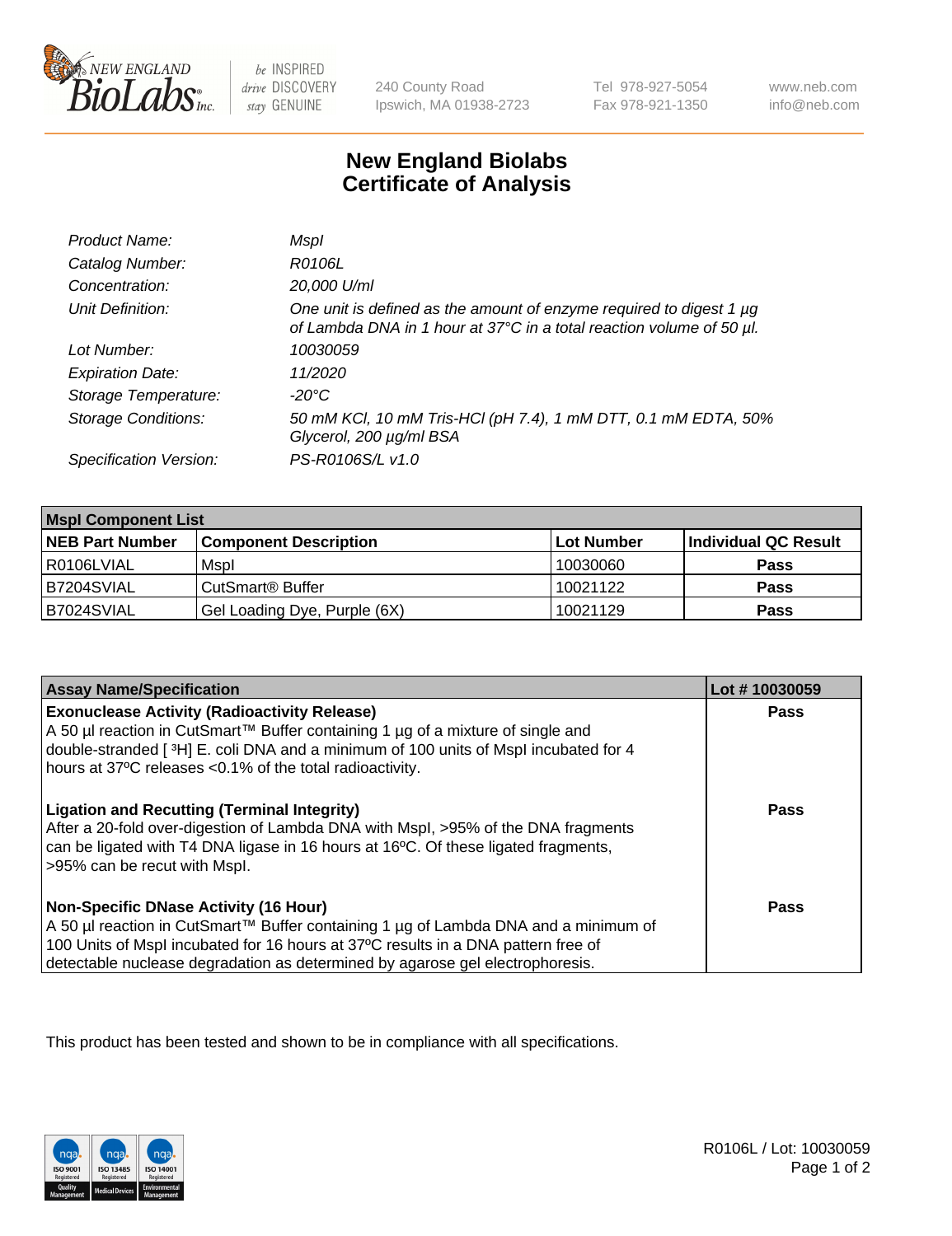# New England Biolabs
## Certificate of Analysis

| | |
|---|---|
| *Product Name:* | *MspI* |
| *Catalog Number:* | *R0106L* |
| *Concentration:* | *20,000 U/ml* |
| *Unit Definition:* | *One unit is defined as the amount of enzyme required to digest 1 µg of Lambda DNA in 1 hour at 37°C in a total reaction volume of 50 µl.* |
| *Lot Number:* | *10030059* |
| *Expiration Date:* | *11/2020* |
| *Storage Temperature:* | *-20°C* |
| *Storage Conditions:* | *50 mM KCl, 10 mM Tris-HCl (pH 7.4), 1 mM DTT, 0.1 mM EDTA, 50% Glycerol, 200 µg/ml BSA* |
| *Specification Version:* | *PS-R0106S/L v1.0* |

| **MspI Component List** | | | |
|---|---|---|---|
| **NEB Part Number** | **Component Description** | **Lot Number** | **Individual QC Result** |
| R0106LVIAL | MspI | 10030060 | **Pass** |
| B7204SVIAL | CutSmart® Buffer | 10021122 | **Pass** |
| B7024SVIAL | Gel Loading Dye, Purple (6X) | 10021129 | **Pass** |

| **Assay Name/Specification** | **Lot # 10030059** |
|---|---|
| **Exonuclease Activity (Radioactivity Release)** A 50 µl reaction in CutSmart™ Buffer containing 1 µg of a mixture of single and double-stranded [ $^3$H] E. coli DNA and a minimum of 100 units of MspI incubated for 4 hours at 37ºC releases <0.1% of the total radioactivity. | **Pass** |
| **Ligation and Recutting (Terminal Integrity)** After a 20-fold over-digestion of Lambda DNA with MspI, >95% of the DNA fragments can be ligated with T4 DNA ligase in 16 hours at 16ºC. Of these ligated fragments, >95% can be recut with MspI. | **Pass** |
| **Non-Specific DNase Activity (16 Hour)** A 50 µl reaction in CutSmart™ Buffer containing 1 µg of Lambda DNA and a minimum of 100 Units of MspI incubated for 16 hours at 37ºC results in a DNA pattern free of detectable nuclease degradation as determined by agarose gel electrophoresis. | **Pass** |

This product has been tested and shown to be in compliance with all specifications.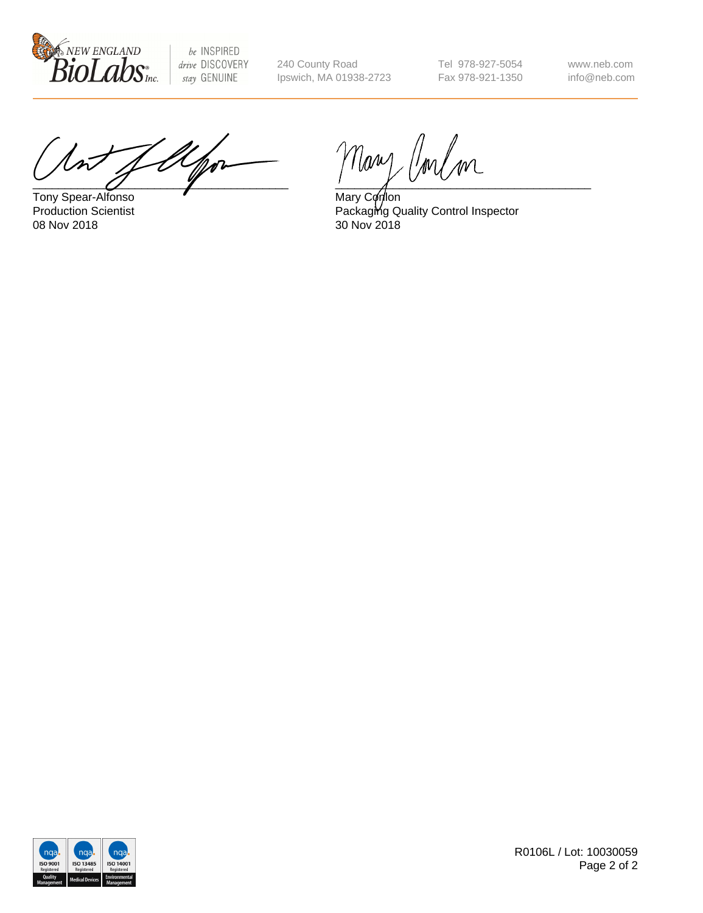Tony Spear-Alfonso
Production Scientist
08 Nov 2018

Mary Conlon
Packaging Quality Control Inspector
30 Nov 2018

R0106L / Lot: 10030059